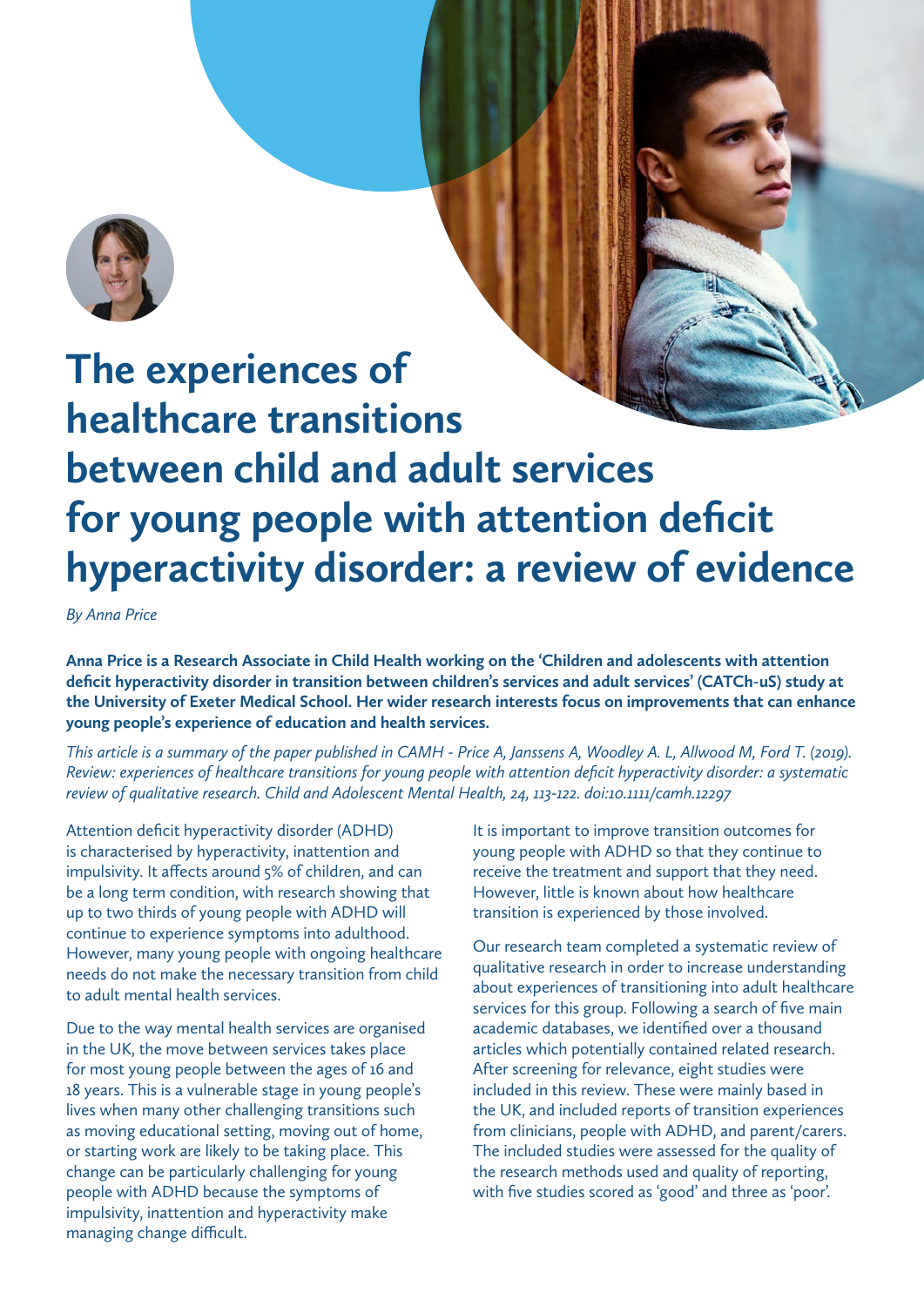# The experiences of healthcare transitions between child and adult services for young people with attention deficit hyperactivity disorder: a review of evidence

*By Anna Price*

**Anna Price is a Research Associate in Child Health working on the 'Children and adolescents with attention deficit hyperactivity disorder in transition between children's services and adult services' (CATCh-uS) study at the University of Exeter Medical School. Her wider research interests focus on improvements that can enhance young people's experience of education and health services.**

*This article is a summary of the paper published in CAMH - Price A, Janssens A, Woodley A. L, Allwood M, Ford T. (2019). Review: experiences of healthcare transitions for young people with attention deficit hyperactivity disorder: a systematic review of qualitative research. Child and Adolescent Mental Health, 24, 113-122. doi:10.1111/camh.12297*

Attention deficit hyperactivity disorder (ADHD) is characterised by hyperactivity, inattention and impulsivity. It affects around 5% of children, and can be a long term condition, with research showing that up to two thirds of young people with ADHD will continue to experience symptoms into adulthood. However, many young people with ongoing healthcare needs do not make the necessary transition from child to adult mental health services.

Due to the way mental health services are organised in the UK, the move between services takes place for most young people between the ages of 16 and 18 years. This is a vulnerable stage in young people's lives when many other challenging transitions such as moving educational setting, moving out of home, or starting work are likely to be taking place. This change can be particularly challenging for young people with ADHD because the symptoms of impulsivity, inattention and hyperactivity make managing change difficult.

It is important to improve transition outcomes for young people with ADHD so that they continue to receive the treatment and support that they need. However, little is known about how healthcare transition is experienced by those involved.

Our research team completed a systematic review of qualitative research in order to increase understanding about experiences of transitioning into adult healthcare services for this group. Following a search of five main academic databases, we identified over a thousand articles which potentially contained related research. After screening for relevance, eight studies were included in this review. These were mainly based in the UK, and included reports of transition experiences from clinicians, people with ADHD, and parent/carers. The included studies were assessed for the quality of the research methods used and quality of reporting, with five studies scored as 'good' and three as 'poor'.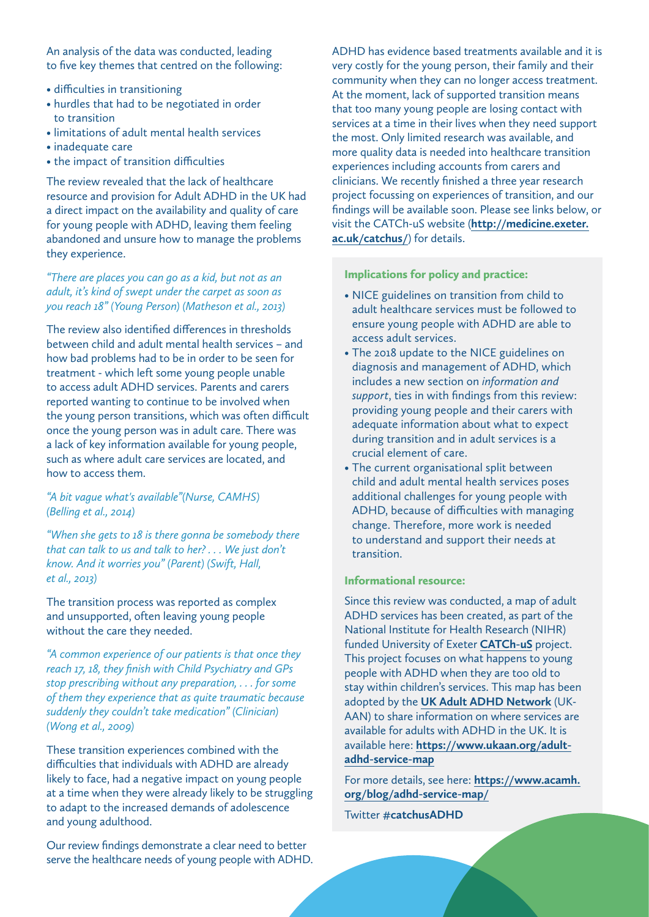An analysis of the data was conducted, leading to five key themes that centred on the following:

- difficulties in transitioning
- hurdles that had to be negotiated in order to transition
- limitations of adult mental health services
- inadequate care
- the impact of transition difficulties

The review revealed that the lack of healthcare resource and provision for Adult ADHD in the UK had a direct impact on the availability and quality of care for young people with ADHD, leaving them feeling abandoned and unsure how to manage the problems they experience.

*"There are places you can go as a kid, but not as an adult, it's kind of swept under the carpet as soon as you reach 18" (Young Person) (Matheson et al., 2013)*

The review also identified differences in thresholds between child and adult mental health services – and how bad problems had to be in order to be seen for treatment - which left some young people unable to access adult ADHD services. Parents and carers reported wanting to continue to be involved when the young person transitions, which was often difficult once the young person was in adult care. There was a lack of key information available for young people, such as where adult care services are located, and how to access them.

*"A bit vague what's available"(Nurse, CAMHS) (Belling et al., 2014)*

*"When she gets to 18 is there gonna be somebody there that can talk to us and talk to her? . . . We just don't know. And it worries you" (Parent) (Swift, Hall, et al., 2013)*

The transition process was reported as complex and unsupported, often leaving young people without the care they needed.

*"A common experience of our patients is that once they reach 17, 18, they finish with Child Psychiatry and GPs stop prescribing without any preparation, . . . for some of them they experience that as quite traumatic because suddenly they couldn't take medication" (Clinician) (Wong et al., 2009)*

These transition experiences combined with the difficulties that individuals with ADHD are already likely to face, had a negative impact on young people at a time when they were already likely to be struggling to adapt to the increased demands of adolescence and young adulthood.

Our review findings demonstrate a clear need to better serve the healthcare needs of young people with ADHD. ADHD has evidence based treatments available and it is very costly for the young person, their family and their community when they can no longer access treatment. At the moment, lack of supported transition means that too many young people are losing contact with services at a time in their lives when they need support the most. Only limited research was available, and more quality data is needed into healthcare transition experiences including accounts from carers and clinicians. We recently finished a three year research project focussing on experiences of transition, and our findings will be available soon. Please see links below, or visit the CATCh-uS website (**http://medicine.exeter.ac.uk/catchus/**) for details.

### Implications for policy and practice:

- NICE guidelines on transition from child to adult healthcare services must be followed to ensure young people with ADHD are able to access adult services.
- The 2018 update to the NICE guidelines on diagnosis and management of ADHD, which includes a new section on *information and support*, ties in with findings from this review: providing young people and their carers with adequate information about what to expect during transition and in adult services is a crucial element of care.
- The current organisational split between child and adult mental health services poses additional challenges for young people with ADHD, because of difficulties with managing change. Therefore, more work is needed to understand and support their needs at transition.

### Informational resource:

Since this review was conducted, a map of adult ADHD services has been created, as part of the National Institute for Health Research (NIHR) funded University of Exeter **CATCh-uS** project. This project focuses on what happens to young people with ADHD when they are too old to stay within children's services. This map has been adopted by the **UK Adult ADHD Network** (UK-AAN) to share information on where services are available for adults with ADHD in the UK. It is available here: **https://www.ukaan.org/adult-adhd-service-map**

For more details, see here: **https://www.acamh.org/blog/adhd-service-map/**

Twitter **#catchusADHD**